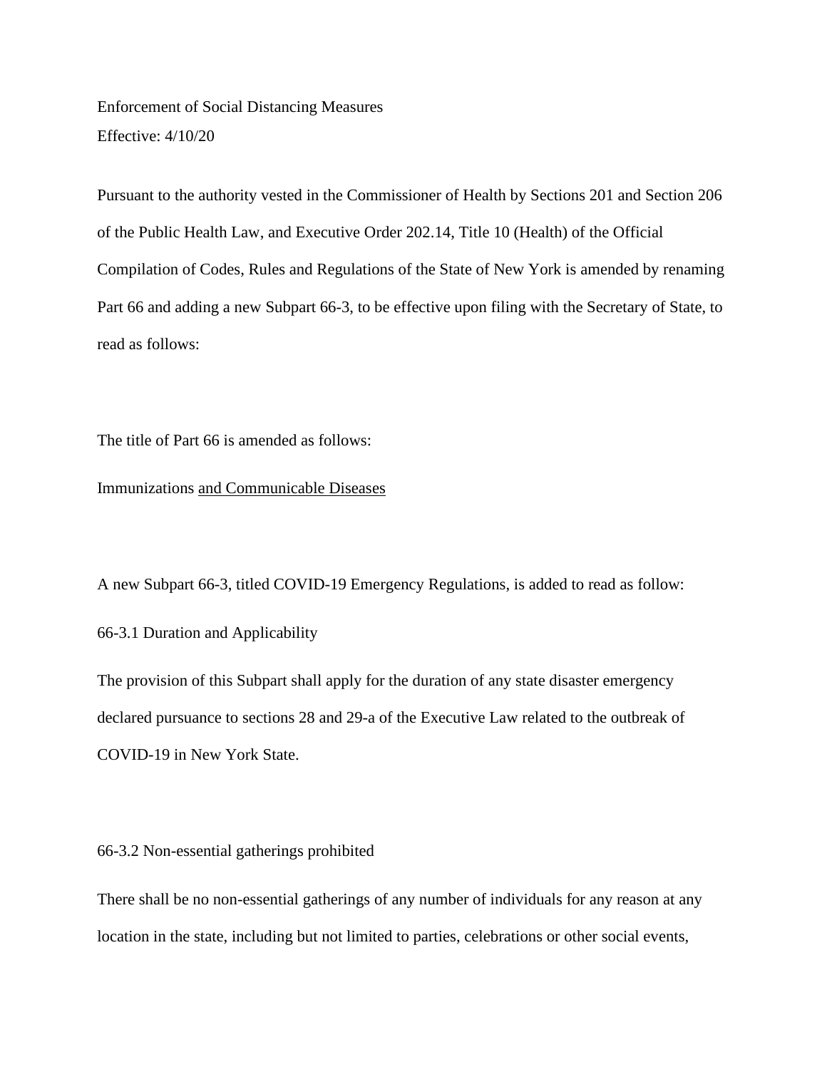Enforcement of Social Distancing Measures

Effective: 4/10/20

Pursuant to the authority vested in the Commissioner of Health by Sections 201 and Section 206 of the Public Health Law, and Executive Order 202.14, Title 10 (Health) of the Official Compilation of Codes, Rules and Regulations of the State of New York is amended by renaming Part 66 and adding a new Subpart 66-3, to be effective upon filing with the Secretary of State, to read as follows:

The title of Part 66 is amended as follows:

Immunizations <u>and Communicable Diseases</u>

A new Subpart 66-3, titled COVID-19 Emergency Regulations, is added to read as follow:

66-3.1 Duration and Applicability

The provision of this Subpart shall apply for the duration of any state disaster emergency declared pursuance to sections 28 and 29-a of the Executive Law related to the outbreak of COVID-19 in New York State.

66-3.2 Non-essential gatherings prohibited

There shall be no non-essential gatherings of any number of individuals for any reason at any location in the state, including but not limited to parties, celebrations or other social events,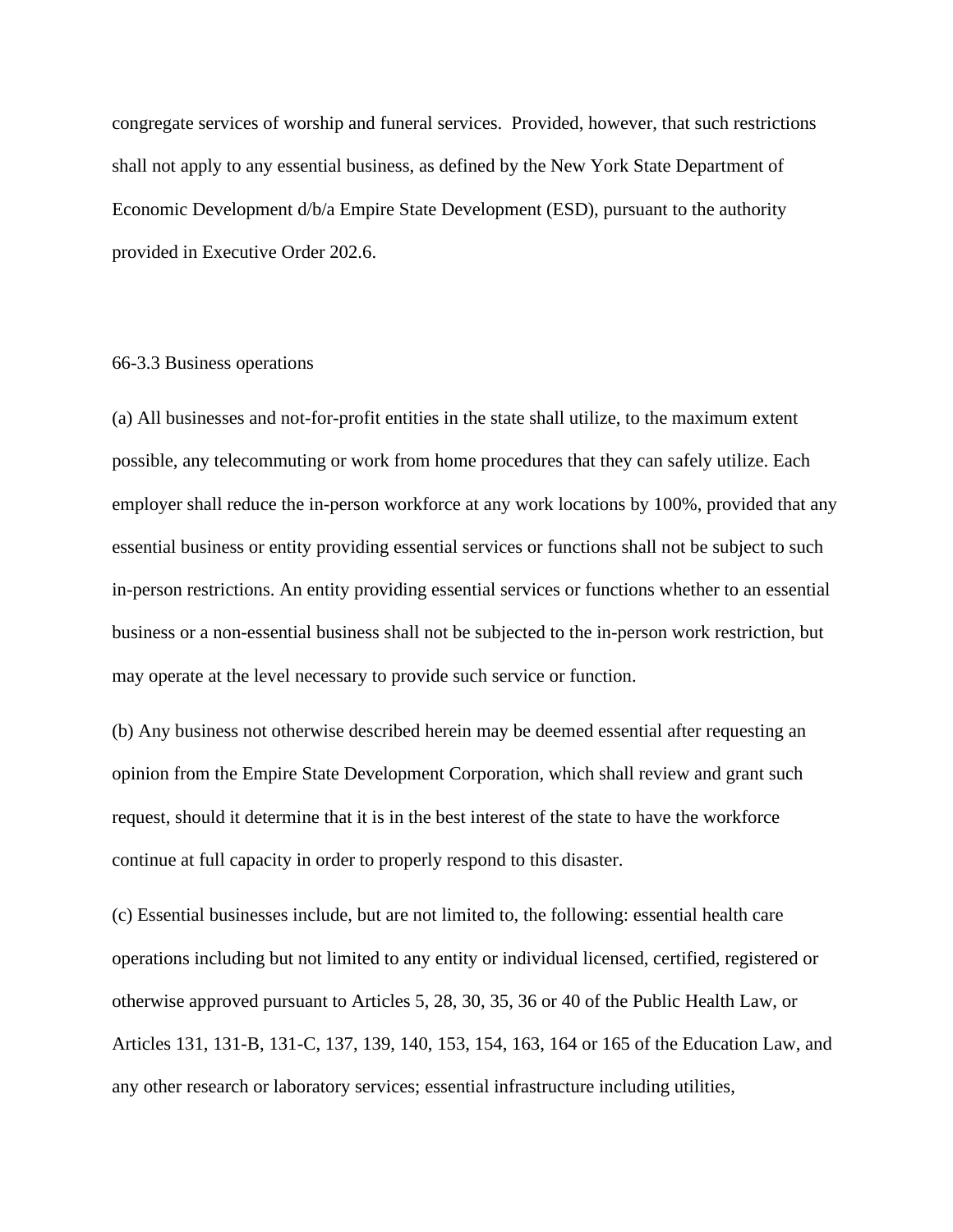congregate services of worship and funeral services. Provided, however, that such restrictions shall not apply to any essential business, as defined by the New York State Department of Economic Development d/b/a Empire State Development (ESD), pursuant to the authority provided in Executive Order 202.6.

66-3.3 Business operations

(a) All businesses and not-for-profit entities in the state shall utilize, to the maximum extent possible, any telecommuting or work from home procedures that they can safely utilize. Each employer shall reduce the in-person workforce at any work locations by 100%, provided that any essential business or entity providing essential services or functions shall not be subject to such in-person restrictions. An entity providing essential services or functions whether to an essential business or a non-essential business shall not be subjected to the in-person work restriction, but may operate at the level necessary to provide such service or function.

(b) Any business not otherwise described herein may be deemed essential after requesting an opinion from the Empire State Development Corporation, which shall review and grant such request, should it determine that it is in the best interest of the state to have the workforce continue at full capacity in order to properly respond to this disaster.

(c) Essential businesses include, but are not limited to, the following: essential health care operations including but not limited to any entity or individual licensed, certified, registered or otherwise approved pursuant to Articles 5, 28, 30, 35, 36 or 40 of the Public Health Law, or Articles 131, 131-B, 131-C, 137, 139, 140, 153, 154, 163, 164 or 165 of the Education Law, and any other research or laboratory services; essential infrastructure including utilities,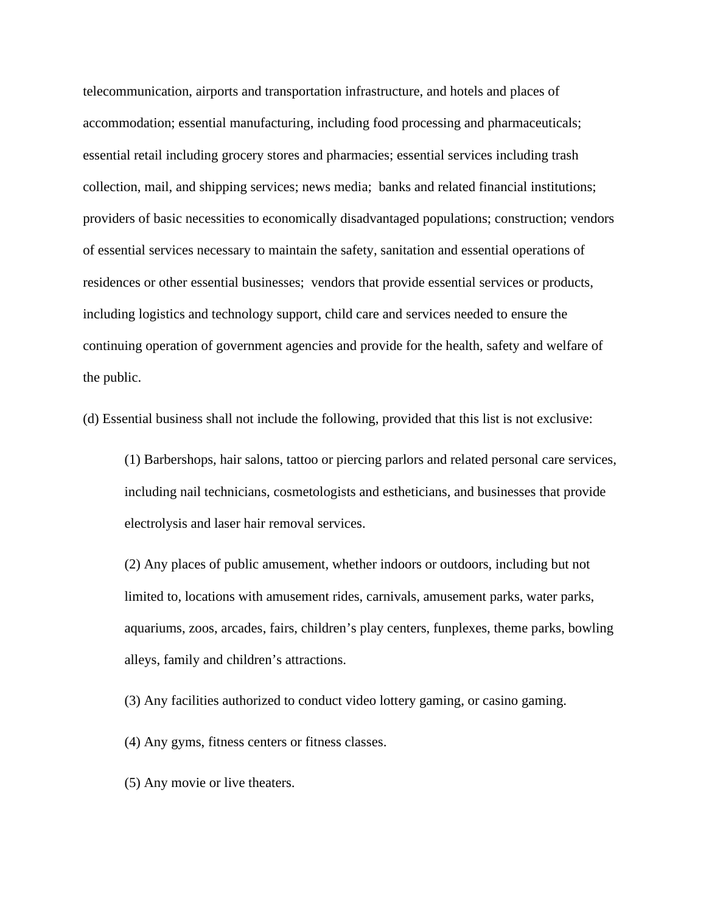telecommunication, airports and transportation infrastructure, and hotels and places of accommodation; essential manufacturing, including food processing and pharmaceuticals; essential retail including grocery stores and pharmacies; essential services including trash collection, mail, and shipping services; news media; banks and related financial institutions; providers of basic necessities to economically disadvantaged populations; construction; vendors of essential services necessary to maintain the safety, sanitation and essential operations of residences or other essential businesses; vendors that provide essential services or products, including logistics and technology support, child care and services needed to ensure the continuing operation of government agencies and provide for the health, safety and welfare of the public.

(d) Essential business shall not include the following, provided that this list is not exclusive:

(1) Barbershops, hair salons, tattoo or piercing parlors and related personal care services, including nail technicians, cosmetologists and estheticians, and businesses that provide electrolysis and laser hair removal services.

(2) Any places of public amusement, whether indoors or outdoors, including but not limited to, locations with amusement rides, carnivals, amusement parks, water parks, aquariums, zoos, arcades, fairs, children's play centers, funplexes, theme parks, bowling alleys, family and children's attractions.

(3) Any facilities authorized to conduct video lottery gaming, or casino gaming.

(4) Any gyms, fitness centers or fitness classes.

(5) Any movie or live theaters.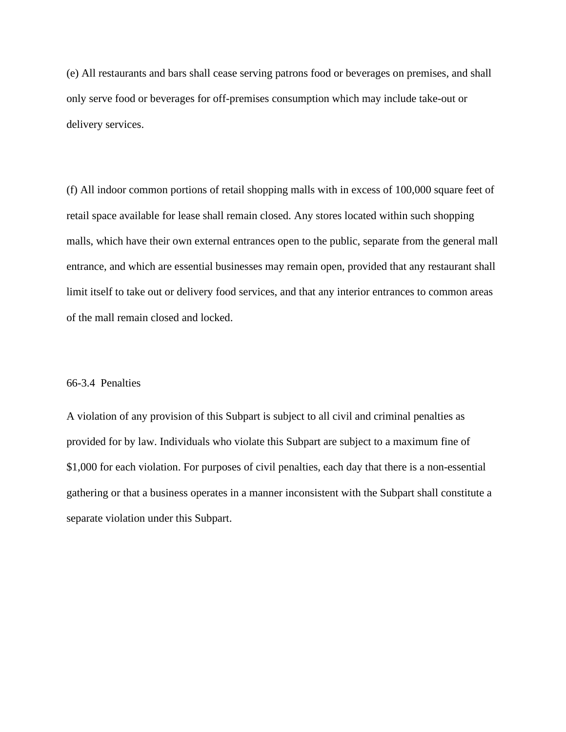(e) All restaurants and bars shall cease serving patrons food or beverages on premises, and shall only serve food or beverages for off-premises consumption which may include take-out or delivery services.

(f) All indoor common portions of retail shopping malls with in excess of 100,000 square feet of retail space available for lease shall remain closed. Any stores located within such shopping malls, which have their own external entrances open to the public, separate from the general mall entrance, and which are essential businesses may remain open, provided that any restaurant shall limit itself to take out or delivery food services, and that any interior entrances to common areas of the mall remain closed and locked.

66-3.4 Penalties

A violation of any provision of this Subpart is subject to all civil and criminal penalties as provided for by law. Individuals who violate this Subpart are subject to a maximum fine of $1,000 for each violation. For purposes of civil penalties, each day that there is a non-essential gathering or that a business operates in a manner inconsistent with the Subpart shall constitute a separate violation under this Subpart.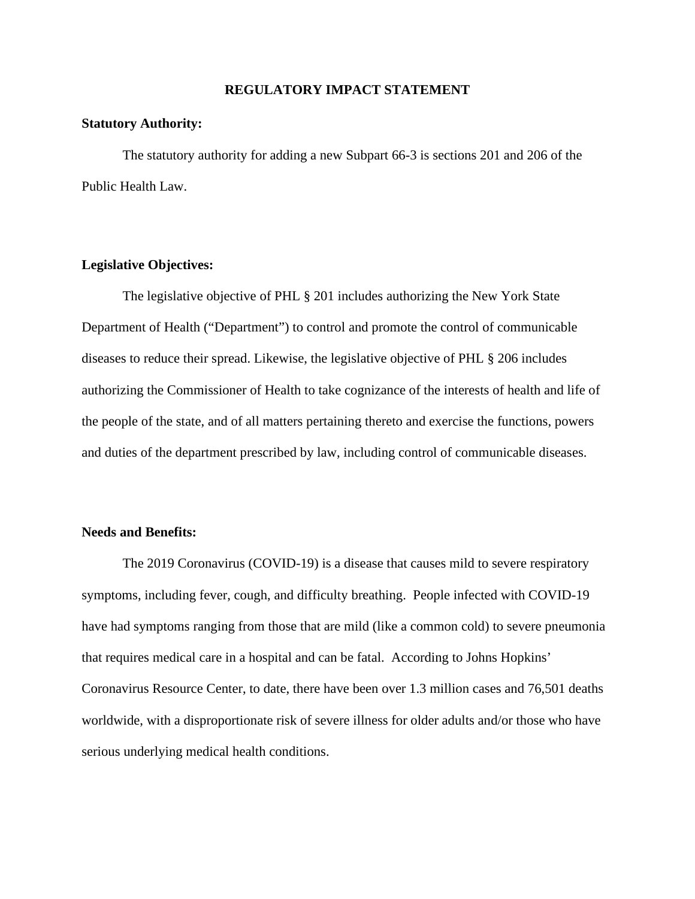# REGULATORY IMPACT STATEMENT

**Statutory Authority:**

The statutory authority for adding a new Subpart 66-3 is sections 201 and 206 of the Public Health Law.

**Legislative Objectives:**

The legislative objective of PHL § 201 includes authorizing the New York State Department of Health ("Department") to control and promote the control of communicable diseases to reduce their spread. Likewise, the legislative objective of PHL § 206 includes authorizing the Commissioner of Health to take cognizance of the interests of health and life of the people of the state, and of all matters pertaining thereto and exercise the functions, powers and duties of the department prescribed by law, including control of communicable diseases.

**Needs and Benefits:**

The 2019 Coronavirus (COVID-19) is a disease that causes mild to severe respiratory symptoms, including fever, cough, and difficulty breathing. People infected with COVID-19 have had symptoms ranging from those that are mild (like a common cold) to severe pneumonia that requires medical care in a hospital and can be fatal. According to Johns Hopkins' Coronavirus Resource Center, to date, there have been over 1.3 million cases and 76,501 deaths worldwide, with a disproportionate risk of severe illness for older adults and/or those who have serious underlying medical health conditions.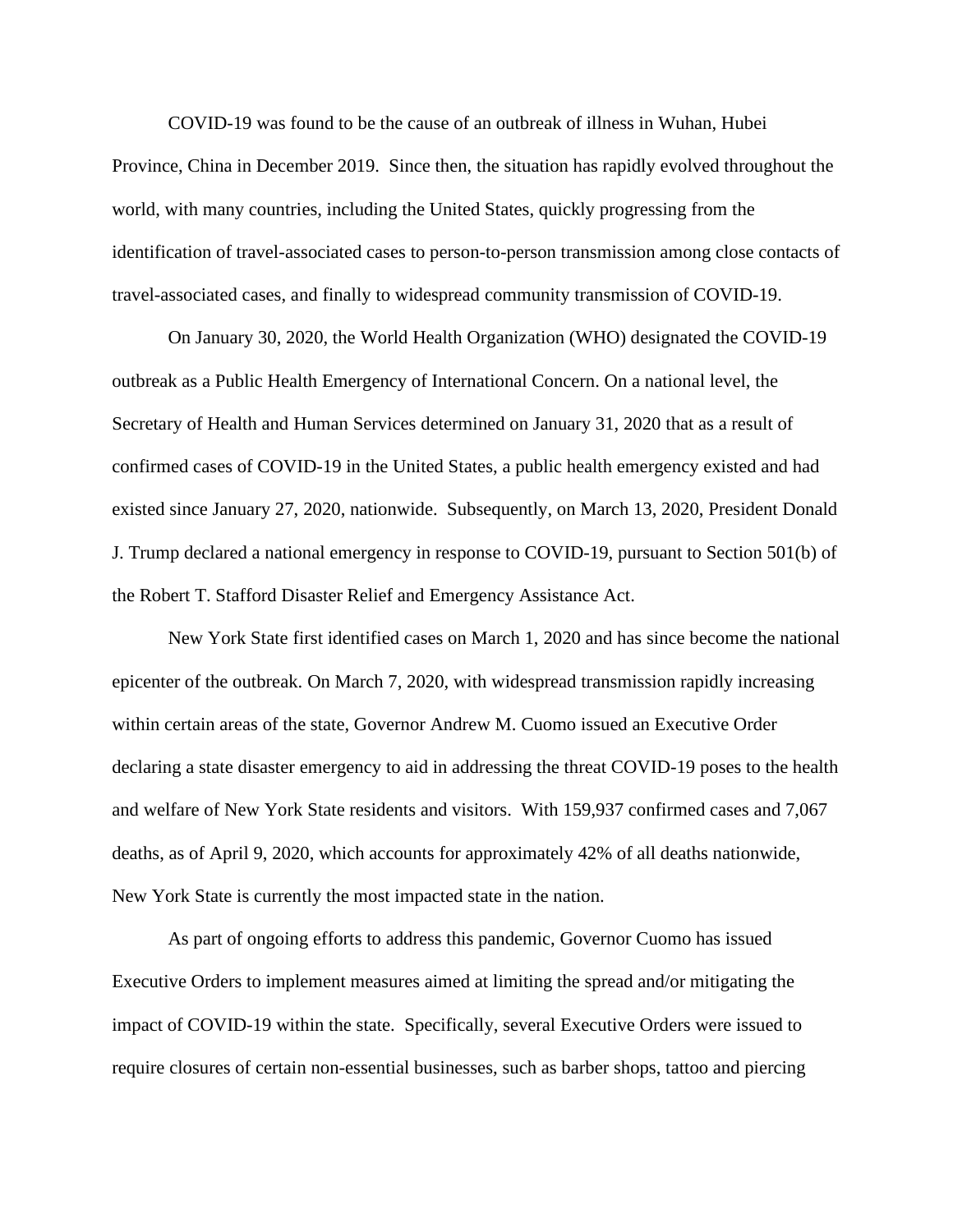COVID-19 was found to be the cause of an outbreak of illness in Wuhan, Hubei Province, China in December 2019. Since then, the situation has rapidly evolved throughout the world, with many countries, including the United States, quickly progressing from the identification of travel-associated cases to person-to-person transmission among close contacts of travel-associated cases, and finally to widespread community transmission of COVID-19.

On January 30, 2020, the World Health Organization (WHO) designated the COVID-19 outbreak as a Public Health Emergency of International Concern. On a national level, the Secretary of Health and Human Services determined on January 31, 2020 that as a result of confirmed cases of COVID-19 in the United States, a public health emergency existed and had existed since January 27, 2020, nationwide. Subsequently, on March 13, 2020, President Donald J. Trump declared a national emergency in response to COVID-19, pursuant to Section 501(b) of the Robert T. Stafford Disaster Relief and Emergency Assistance Act.

New York State first identified cases on March 1, 2020 and has since become the national epicenter of the outbreak. On March 7, 2020, with widespread transmission rapidly increasing within certain areas of the state, Governor Andrew M. Cuomo issued an Executive Order declaring a state disaster emergency to aid in addressing the threat COVID-19 poses to the health and welfare of New York State residents and visitors. With 159,937 confirmed cases and 7,067 deaths, as of April 9, 2020, which accounts for approximately 42% of all deaths nationwide, New York State is currently the most impacted state in the nation.

As part of ongoing efforts to address this pandemic, Governor Cuomo has issued Executive Orders to implement measures aimed at limiting the spread and/or mitigating the impact of COVID-19 within the state. Specifically, several Executive Orders were issued to require closures of certain non-essential businesses, such as barber shops, tattoo and piercing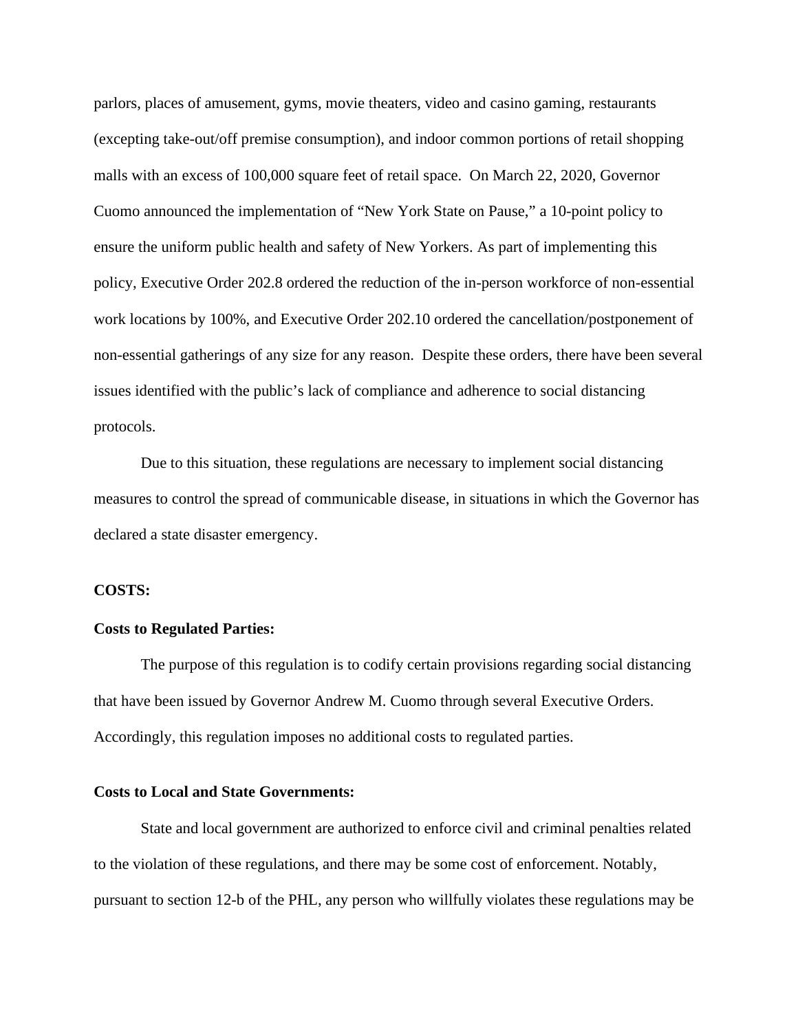parlors, places of amusement, gyms, movie theaters, video and casino gaming, restaurants (excepting take-out/off premise consumption), and indoor common portions of retail shopping malls with an excess of 100,000 square feet of retail space. On March 22, 2020, Governor Cuomo announced the implementation of "New York State on Pause," a 10-point policy to ensure the uniform public health and safety of New Yorkers. As part of implementing this policy, Executive Order 202.8 ordered the reduction of the in-person workforce of non-essential work locations by 100%, and Executive Order 202.10 ordered the cancellation/postponement of non-essential gatherings of any size for any reason. Despite these orders, there have been several issues identified with the public's lack of compliance and adherence to social distancing protocols.

Due to this situation, these regulations are necessary to implement social distancing measures to control the spread of communicable disease, in situations in which the Governor has declared a state disaster emergency.

**COSTS:**

**Costs to Regulated Parties:**

The purpose of this regulation is to codify certain provisions regarding social distancing that have been issued by Governor Andrew M. Cuomo through several Executive Orders. Accordingly, this regulation imposes no additional costs to regulated parties.

**Costs to Local and State Governments:**

State and local government are authorized to enforce civil and criminal penalties related to the violation of these regulations, and there may be some cost of enforcement. Notably, pursuant to section 12-b of the PHL, any person who willfully violates these regulations may be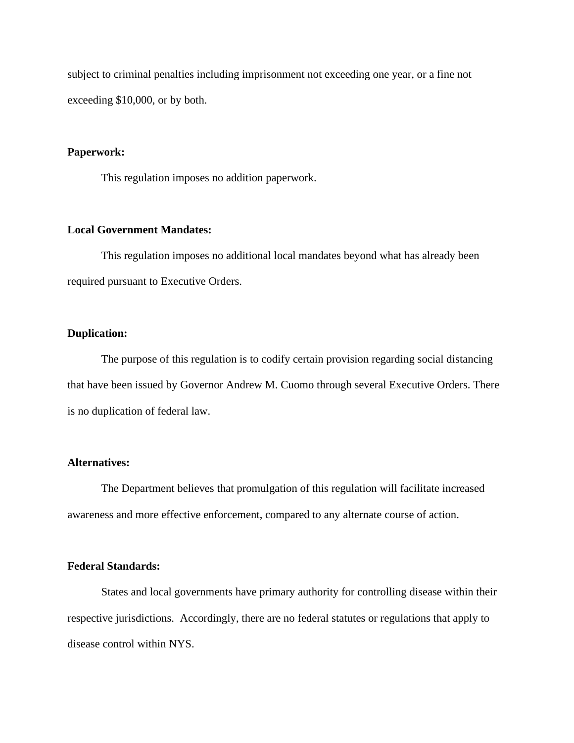subject to criminal penalties including imprisonment not exceeding one year, or a fine not exceeding $10,000, or by both.

**Paperwork:**

This regulation imposes no addition paperwork.

**Local Government Mandates:**

This regulation imposes no additional local mandates beyond what has already been required pursuant to Executive Orders.

**Duplication:**

The purpose of this regulation is to codify certain provision regarding social distancing that have been issued by Governor Andrew M. Cuomo through several Executive Orders. There is no duplication of federal law.

**Alternatives:**

The Department believes that promulgation of this regulation will facilitate increased awareness and more effective enforcement, compared to any alternate course of action.

**Federal Standards:**

States and local governments have primary authority for controlling disease within their respective jurisdictions. Accordingly, there are no federal statutes or regulations that apply to disease control within NYS.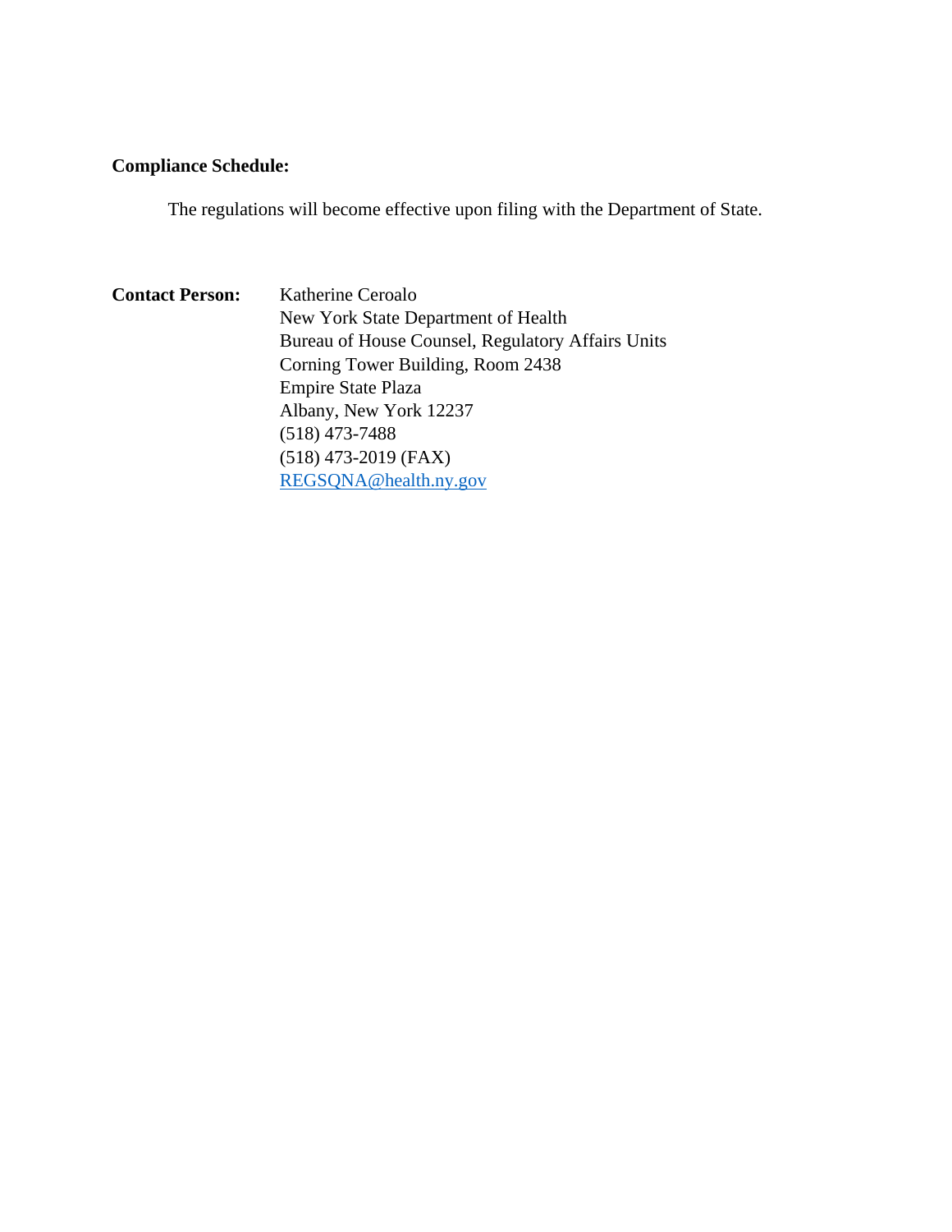**Compliance Schedule:**

The regulations will become effective upon filing with the Department of State.

**Contact Person:** Katherine Ceroalo
New York State Department of Health
Bureau of House Counsel, Regulatory Affairs Units
Corning Tower Building, Room 2438
Empire State Plaza
Albany, New York 12237
(518) 473-7488
(518) 473-2019 (FAX)
REGSQNA@health.ny.gov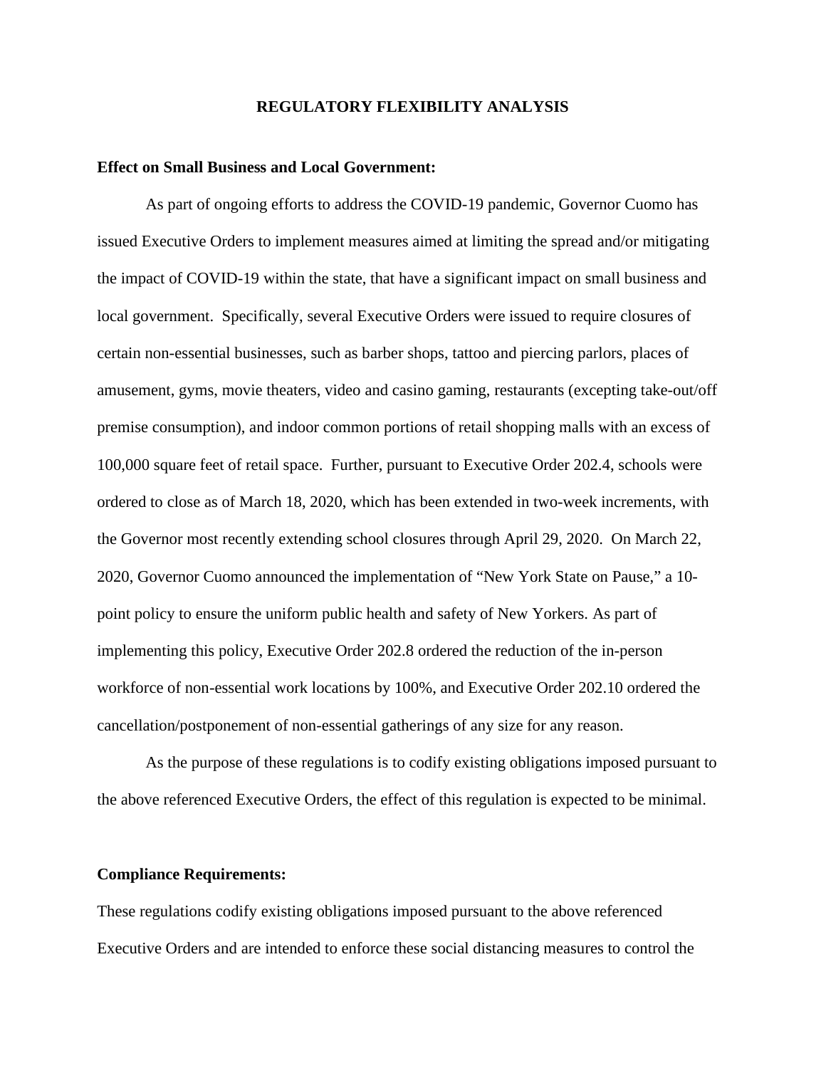## REGULATORY FLEXIBILITY ANALYSIS

**Effect on Small Business and Local Government:**

As part of ongoing efforts to address the COVID-19 pandemic, Governor Cuomo has issued Executive Orders to implement measures aimed at limiting the spread and/or mitigating the impact of COVID-19 within the state, that have a significant impact on small business and local government. Specifically, several Executive Orders were issued to require closures of certain non-essential businesses, such as barber shops, tattoo and piercing parlors, places of amusement, gyms, movie theaters, video and casino gaming, restaurants (excepting take-out/off premise consumption), and indoor common portions of retail shopping malls with an excess of 100,000 square feet of retail space. Further, pursuant to Executive Order 202.4, schools were ordered to close as of March 18, 2020, which has been extended in two-week increments, with the Governor most recently extending school closures through April 29, 2020. On March 22, 2020, Governor Cuomo announced the implementation of "New York State on Pause," a 10-point policy to ensure the uniform public health and safety of New Yorkers. As part of implementing this policy, Executive Order 202.8 ordered the reduction of the in-person workforce of non-essential work locations by 100%, and Executive Order 202.10 ordered the cancellation/postponement of non-essential gatherings of any size for any reason.

As the purpose of these regulations is to codify existing obligations imposed pursuant to the above referenced Executive Orders, the effect of this regulation is expected to be minimal.

**Compliance Requirements:**

These regulations codify existing obligations imposed pursuant to the above referenced Executive Orders and are intended to enforce these social distancing measures to control the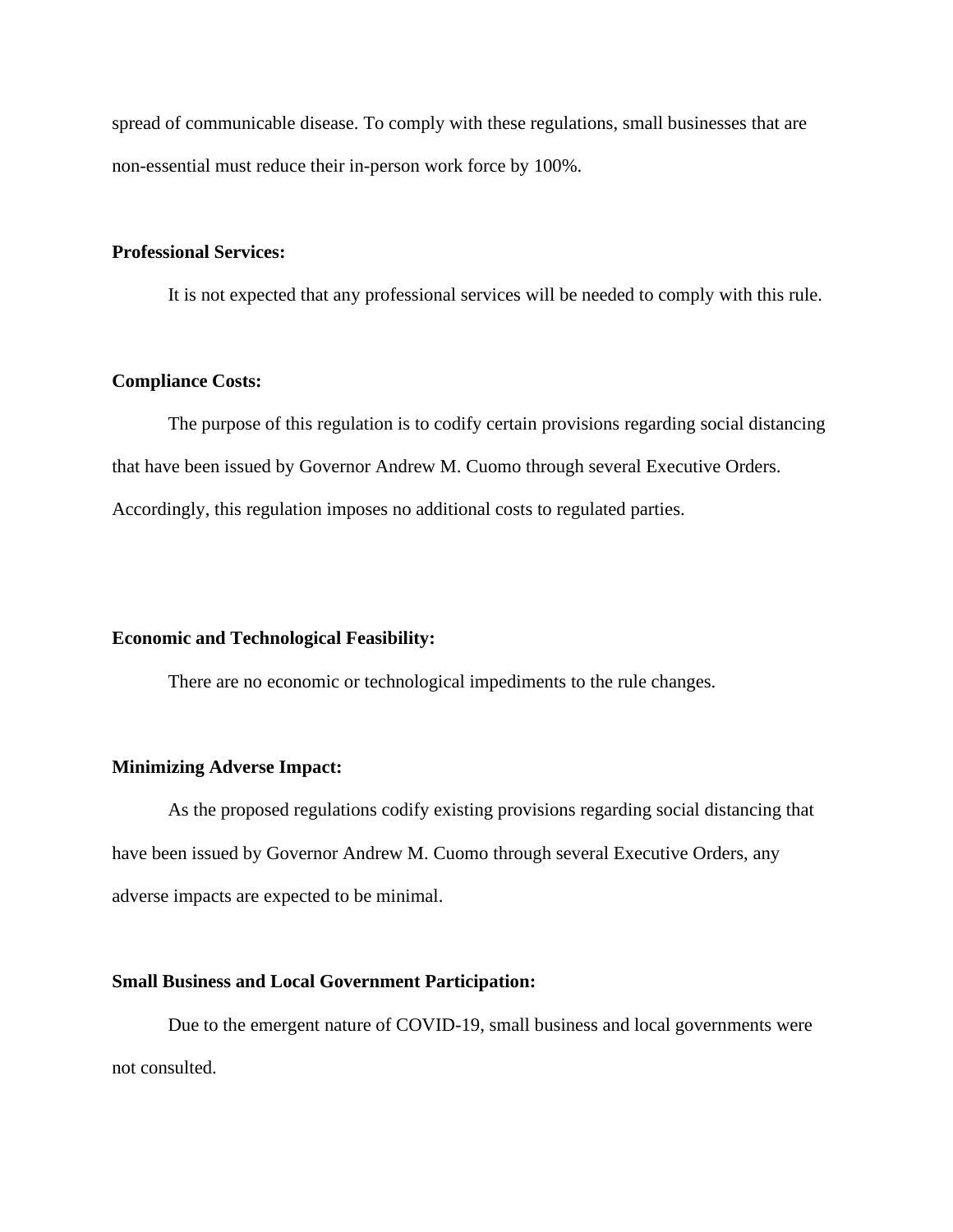spread of communicable disease. To comply with these regulations, small businesses that are non-essential must reduce their in-person work force by 100%.

**Professional Services:**

It is not expected that any professional services will be needed to comply with this rule.

**Compliance Costs:**

The purpose of this regulation is to codify certain provisions regarding social distancing that have been issued by Governor Andrew M. Cuomo through several Executive Orders. Accordingly, this regulation imposes no additional costs to regulated parties.

**Economic and Technological Feasibility:**

There are no economic or technological impediments to the rule changes.

**Minimizing Adverse Impact:**

As the proposed regulations codify existing provisions regarding social distancing that have been issued by Governor Andrew M. Cuomo through several Executive Orders, any adverse impacts are expected to be minimal.

**Small Business and Local Government Participation:**

Due to the emergent nature of COVID-19, small business and local governments were not consulted.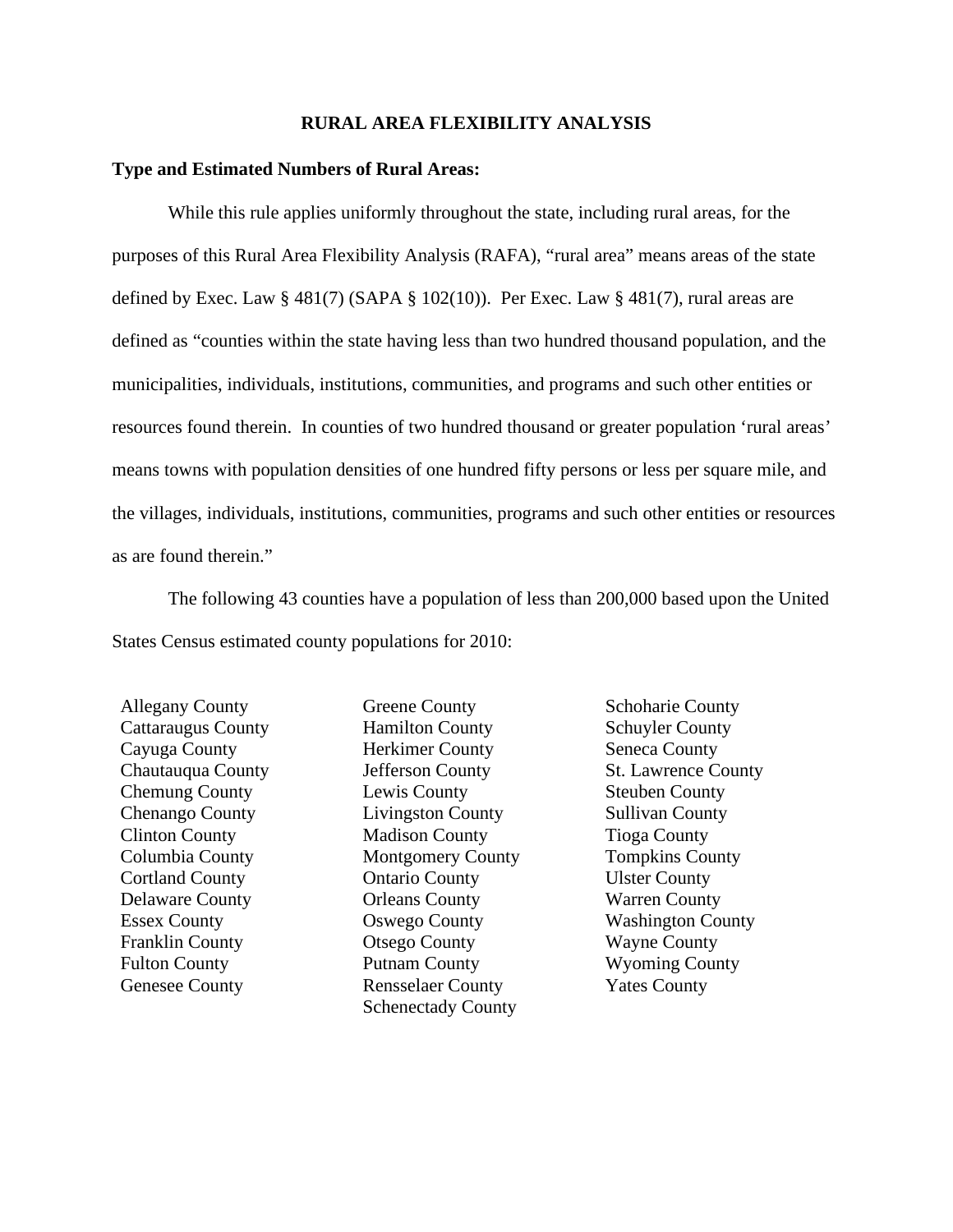## RURAL AREA FLEXIBILITY ANALYSIS

**Type and Estimated Numbers of Rural Areas:**

While this rule applies uniformly throughout the state, including rural areas, for the purposes of this Rural Area Flexibility Analysis (RAFA), "rural area" means areas of the state defined by Exec. Law § 481(7) (SAPA § 102(10)). Per Exec. Law § 481(7), rural areas are defined as "counties within the state having less than two hundred thousand population, and the municipalities, individuals, institutions, communities, and programs and such other entities or resources found therein. In counties of two hundred thousand or greater population 'rural areas' means towns with population densities of one hundred fifty persons or less per square mile, and the villages, individuals, institutions, communities, programs and such other entities or resources as are found therein."

The following 43 counties have a population of less than 200,000 based upon the United States Census estimated county populations for 2010:

- Allegany County
- Cattaraugus County
- Cayuga County
- Chautauqua County
- Chemung County
- Chenango County
- Clinton County
- Columbia County
- Cortland County
- Delaware County
- Essex County
- Franklin County
- Fulton County
- Genesee County
- Greene County
- Hamilton County
- Herkimer County
- Jefferson County
- Lewis County
- Livingston County
- Madison County
- Montgomery County
- Ontario County
- Orleans County
- Oswego County
- Otsego County
- Putnam County
- Rensselaer County
- Schenectady County
- Schoharie County
- Schuyler County
- Seneca County
- St. Lawrence County
- Steuben County
- Sullivan County
- Tioga County
- Tompkins County
- Ulster County
- Warren County
- Washington County
- Wayne County
- Wyoming County
- Yates County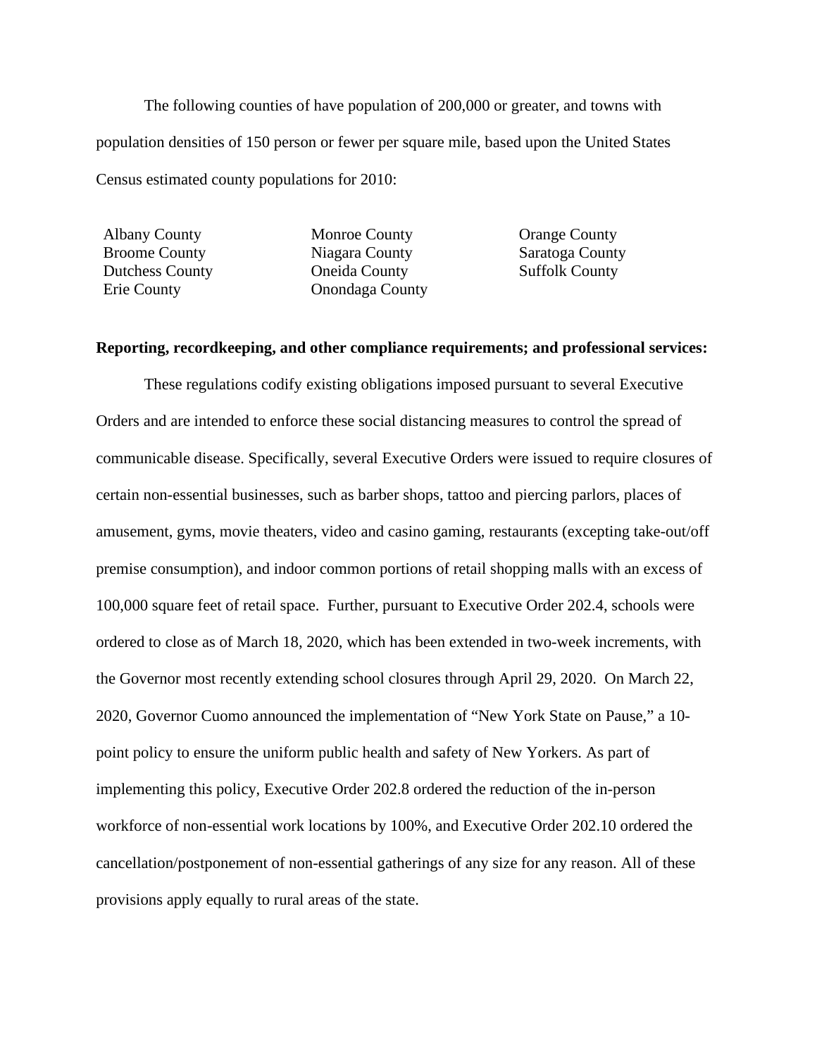The following counties of have population of 200,000 or greater, and towns with population densities of 150 person or fewer per square mile, based upon the United States Census estimated county populations for 2010:

| | | |
|---|---|---|
| Albany County | Monroe County | Orange County |
| Broome County | Niagara County | Saratoga County |
| Dutchess County | Oneida County | Suffolk County |
| Erie County | Onondaga County | |

**Reporting, recordkeeping, and other compliance requirements; and professional services:**

These regulations codify existing obligations imposed pursuant to several Executive Orders and are intended to enforce these social distancing measures to control the spread of communicable disease. Specifically, several Executive Orders were issued to require closures of certain non-essential businesses, such as barber shops, tattoo and piercing parlors, places of amusement, gyms, movie theaters, video and casino gaming, restaurants (excepting take-out/off premise consumption), and indoor common portions of retail shopping malls with an excess of 100,000 square feet of retail space. Further, pursuant to Executive Order 202.4, schools were ordered to close as of March 18, 2020, which has been extended in two-week increments, with the Governor most recently extending school closures through April 29, 2020. On March 22, 2020, Governor Cuomo announced the implementation of "New York State on Pause," a 10-point policy to ensure the uniform public health and safety of New Yorkers. As part of implementing this policy, Executive Order 202.8 ordered the reduction of the in-person workforce of non-essential work locations by 100%, and Executive Order 202.10 ordered the cancellation/postponement of non-essential gatherings of any size for any reason. All of these provisions apply equally to rural areas of the state.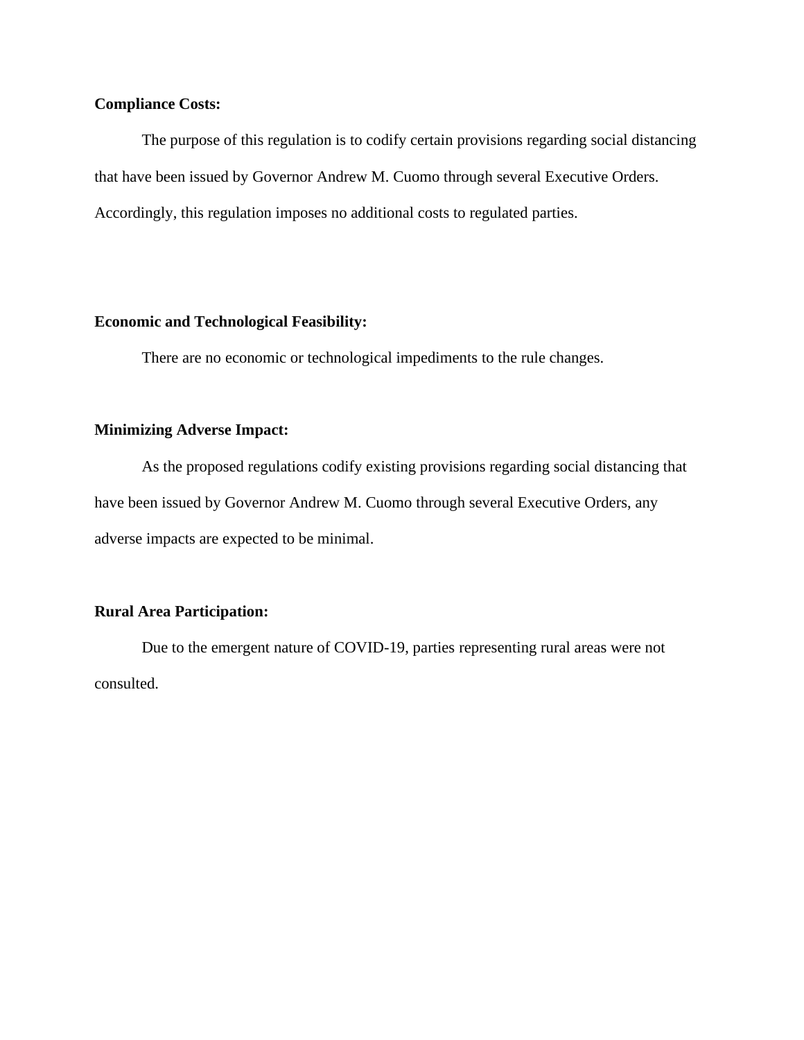**Compliance Costs:**

The purpose of this regulation is to codify certain provisions regarding social distancing that have been issued by Governor Andrew M. Cuomo through several Executive Orders. Accordingly, this regulation imposes no additional costs to regulated parties.

**Economic and Technological Feasibility:**

There are no economic or technological impediments to the rule changes.

**Minimizing Adverse Impact:**

As the proposed regulations codify existing provisions regarding social distancing that have been issued by Governor Andrew M. Cuomo through several Executive Orders, any adverse impacts are expected to be minimal.

**Rural Area Participation:**

Due to the emergent nature of COVID-19, parties representing rural areas were not consulted.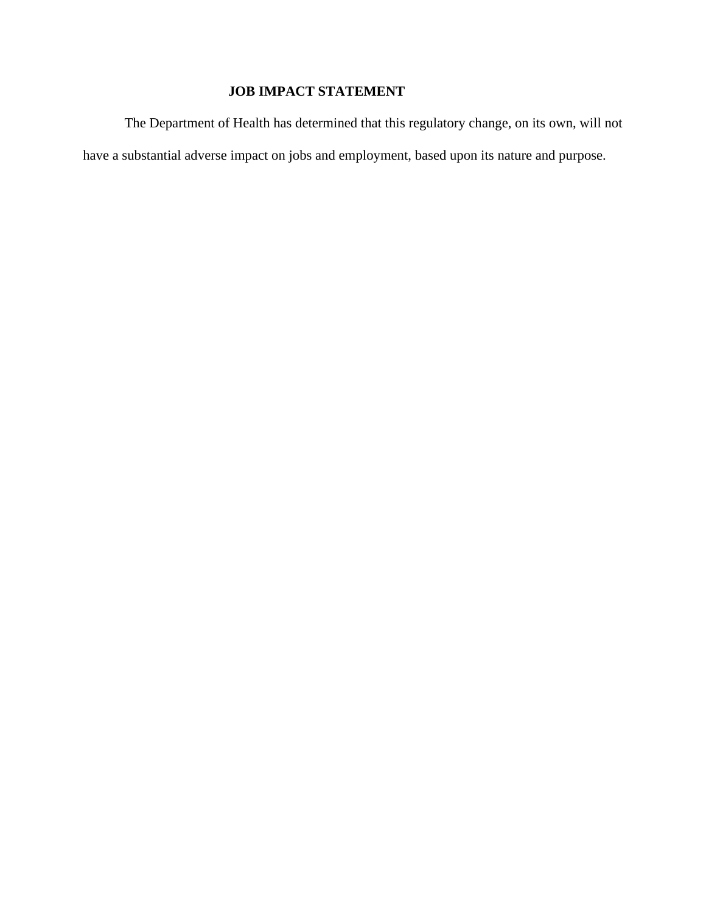# JOB IMPACT STATEMENT

The Department of Health has determined that this regulatory change, on its own, will not have a substantial adverse impact on jobs and employment, based upon its nature and purpose.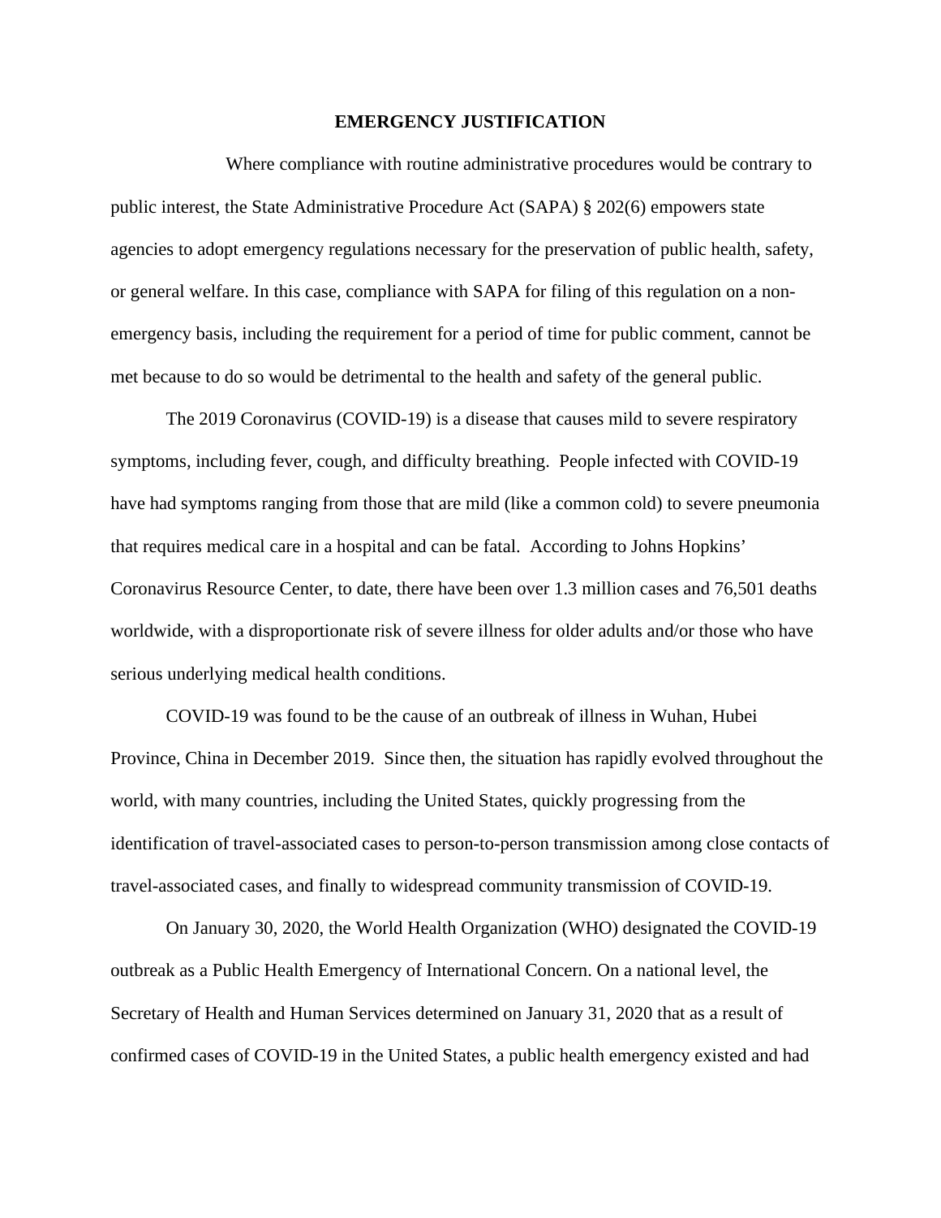## EMERGENCY JUSTIFICATION

Where compliance with routine administrative procedures would be contrary to public interest, the State Administrative Procedure Act (SAPA) § 202(6) empowers state agencies to adopt emergency regulations necessary for the preservation of public health, safety, or general welfare. In this case, compliance with SAPA for filing of this regulation on a non-emergency basis, including the requirement for a period of time for public comment, cannot be met because to do so would be detrimental to the health and safety of the general public.

The 2019 Coronavirus (COVID-19) is a disease that causes mild to severe respiratory symptoms, including fever, cough, and difficulty breathing. People infected with COVID-19 have had symptoms ranging from those that are mild (like a common cold) to severe pneumonia that requires medical care in a hospital and can be fatal. According to Johns Hopkins' Coronavirus Resource Center, to date, there have been over 1.3 million cases and 76,501 deaths worldwide, with a disproportionate risk of severe illness for older adults and/or those who have serious underlying medical health conditions.

COVID-19 was found to be the cause of an outbreak of illness in Wuhan, Hubei Province, China in December 2019. Since then, the situation has rapidly evolved throughout the world, with many countries, including the United States, quickly progressing from the identification of travel-associated cases to person-to-person transmission among close contacts of travel-associated cases, and finally to widespread community transmission of COVID-19.

On January 30, 2020, the World Health Organization (WHO) designated the COVID-19 outbreak as a Public Health Emergency of International Concern. On a national level, the Secretary of Health and Human Services determined on January 31, 2020 that as a result of confirmed cases of COVID-19 in the United States, a public health emergency existed and had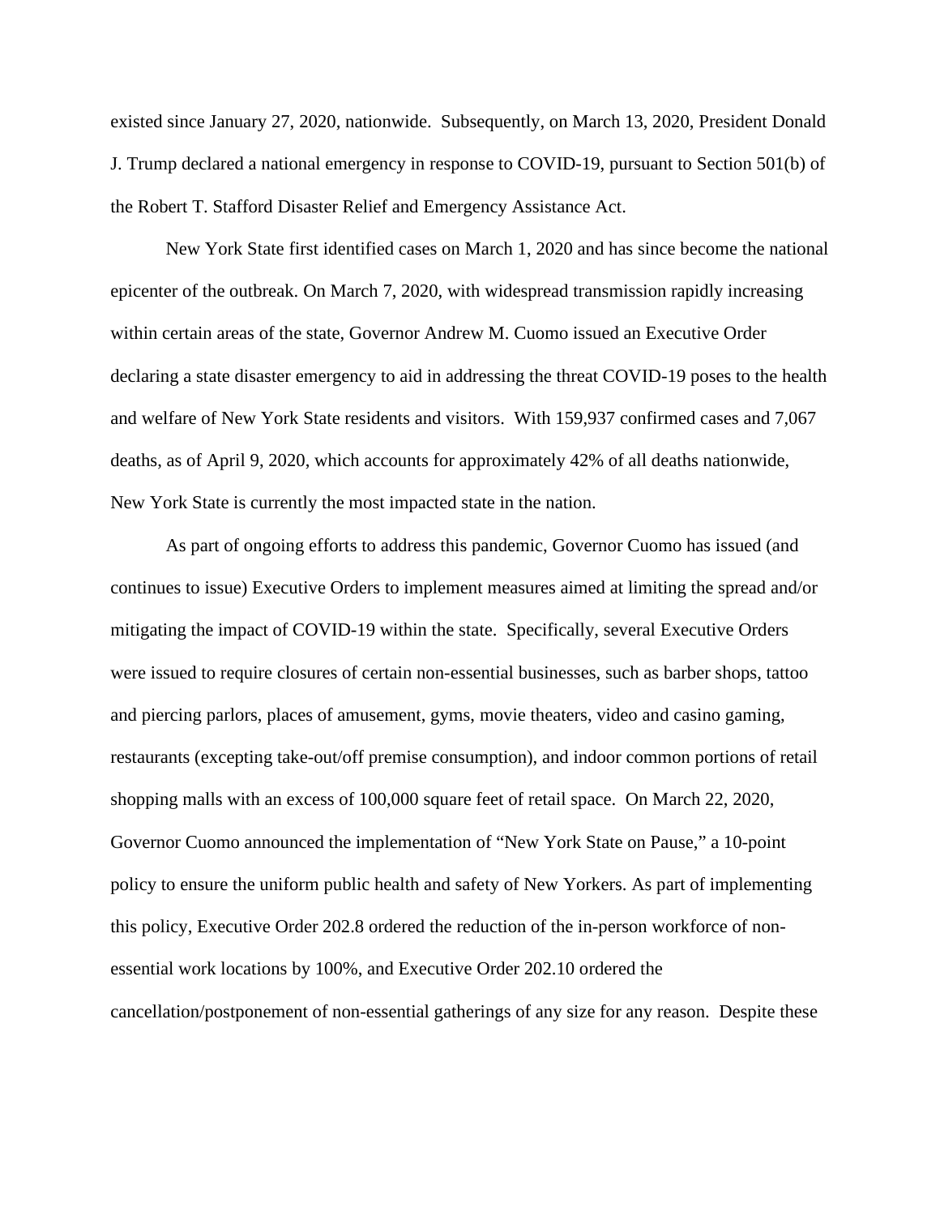existed since January 27, 2020, nationwide. Subsequently, on March 13, 2020, President Donald J. Trump declared a national emergency in response to COVID-19, pursuant to Section 501(b) of the Robert T. Stafford Disaster Relief and Emergency Assistance Act.

New York State first identified cases on March 1, 2020 and has since become the national epicenter of the outbreak. On March 7, 2020, with widespread transmission rapidly increasing within certain areas of the state, Governor Andrew M. Cuomo issued an Executive Order declaring a state disaster emergency to aid in addressing the threat COVID-19 poses to the health and welfare of New York State residents and visitors. With 159,937 confirmed cases and 7,067 deaths, as of April 9, 2020, which accounts for approximately 42% of all deaths nationwide, New York State is currently the most impacted state in the nation.

As part of ongoing efforts to address this pandemic, Governor Cuomo has issued (and continues to issue) Executive Orders to implement measures aimed at limiting the spread and/or mitigating the impact of COVID-19 within the state. Specifically, several Executive Orders were issued to require closures of certain non-essential businesses, such as barber shops, tattoo and piercing parlors, places of amusement, gyms, movie theaters, video and casino gaming, restaurants (excepting take-out/off premise consumption), and indoor common portions of retail shopping malls with an excess of 100,000 square feet of retail space. On March 22, 2020, Governor Cuomo announced the implementation of "New York State on Pause," a 10-point policy to ensure the uniform public health and safety of New Yorkers. As part of implementing this policy, Executive Order 202.8 ordered the reduction of the in-person workforce of non-essential work locations by 100%, and Executive Order 202.10 ordered the cancellation/postponement of non-essential gatherings of any size for any reason. Despite these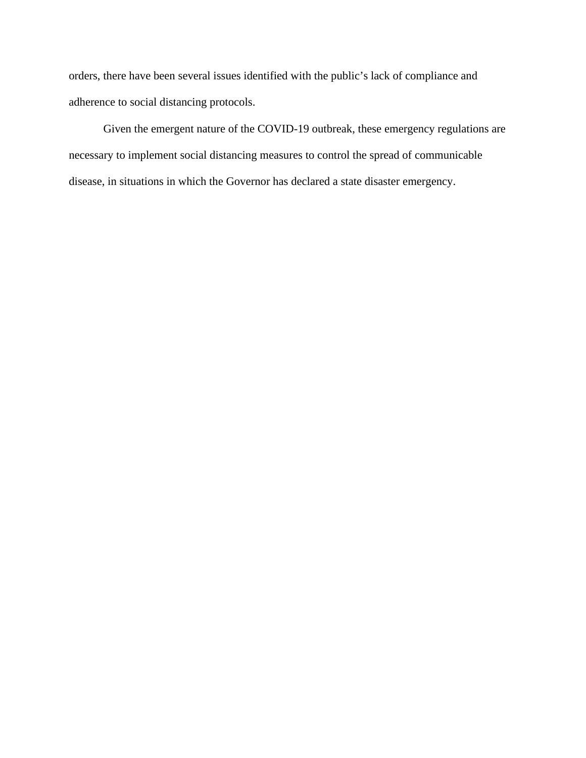orders, there have been several issues identified with the public's lack of compliance and adherence to social distancing protocols.

Given the emergent nature of the COVID-19 outbreak, these emergency regulations are necessary to implement social distancing measures to control the spread of communicable disease, in situations in which the Governor has declared a state disaster emergency.